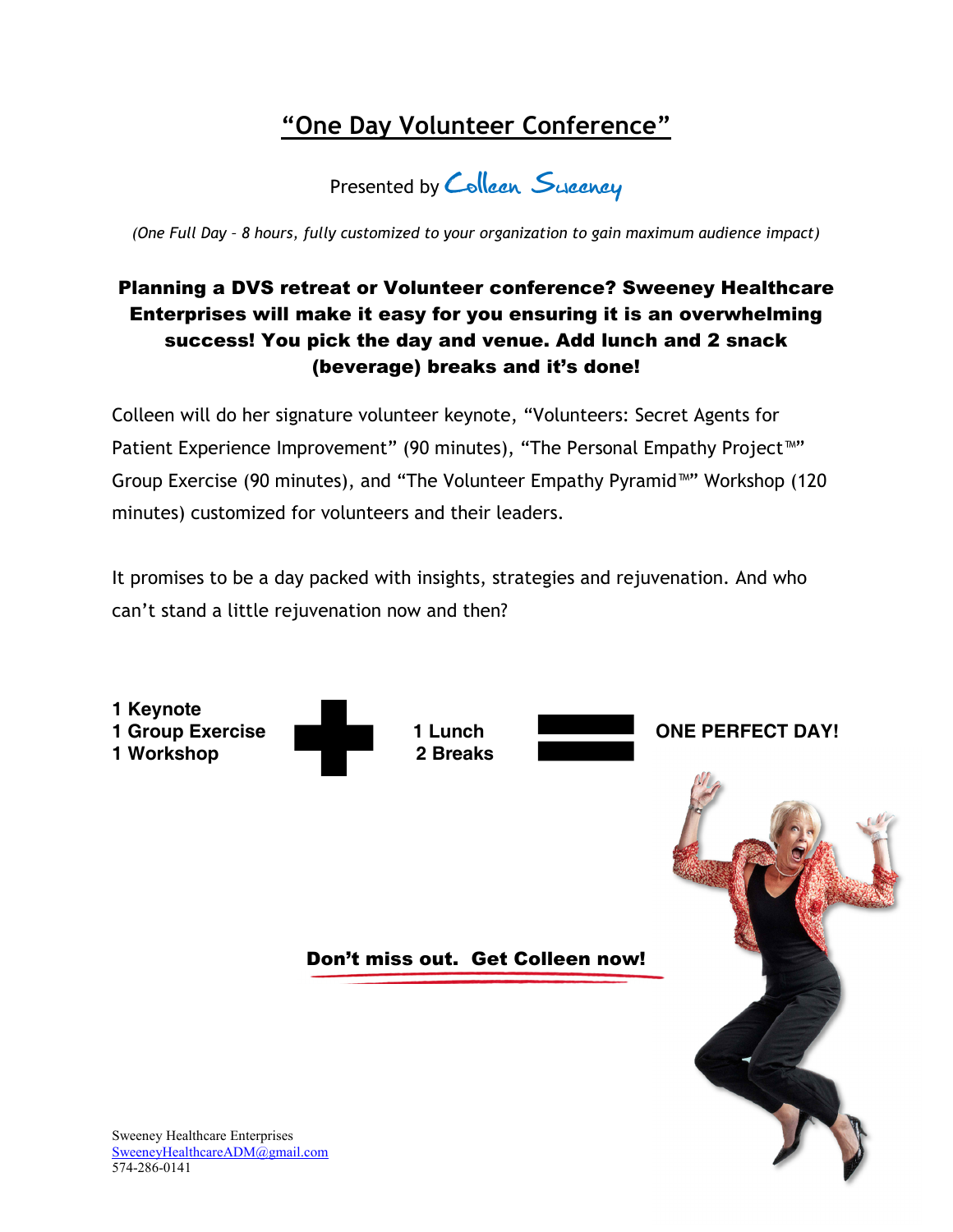# <u>"One Day Volunteer Conference"</u>

Presented by Colleen Sweeney

*(One Full Day – 8 hours, fully customized to your organization to gain maximum audience impact)*

**Planning a DVS retreat or Volunteer conference? Sweeney Healthcare Enterprises will make it easy for you ensuring it is an overwhelming success! You pick the day and venue. Add lunch and 2 snack (beverage) breaks and it's done!**

Colleen will do her signature volunteer keynote, "Volunteers: Secret Agents for Patient Experience Improvement" (90 minutes), "The Personal Empathy Project™" Group Exercise (90 minutes), and "The Volunteer Empathy Pyramid™" Workshop (120 minutes) customized for volunteers and their leaders.

It promises to be a day packed with insights, strategies and rejuvenation. And who can't stand a little rejuvenation now and then?

**1 Keynote**
**1 Group Exercise**
**1 Workshop**

**+**

**1 Lunch**
**2 Breaks**

**=**

**ONE PERFECT DAY!**

**Don't miss out. Get Colleen now!**

Sweeney Healthcare Enterprises
SweeneyHealthcareADM@gmail.com
574-286-0141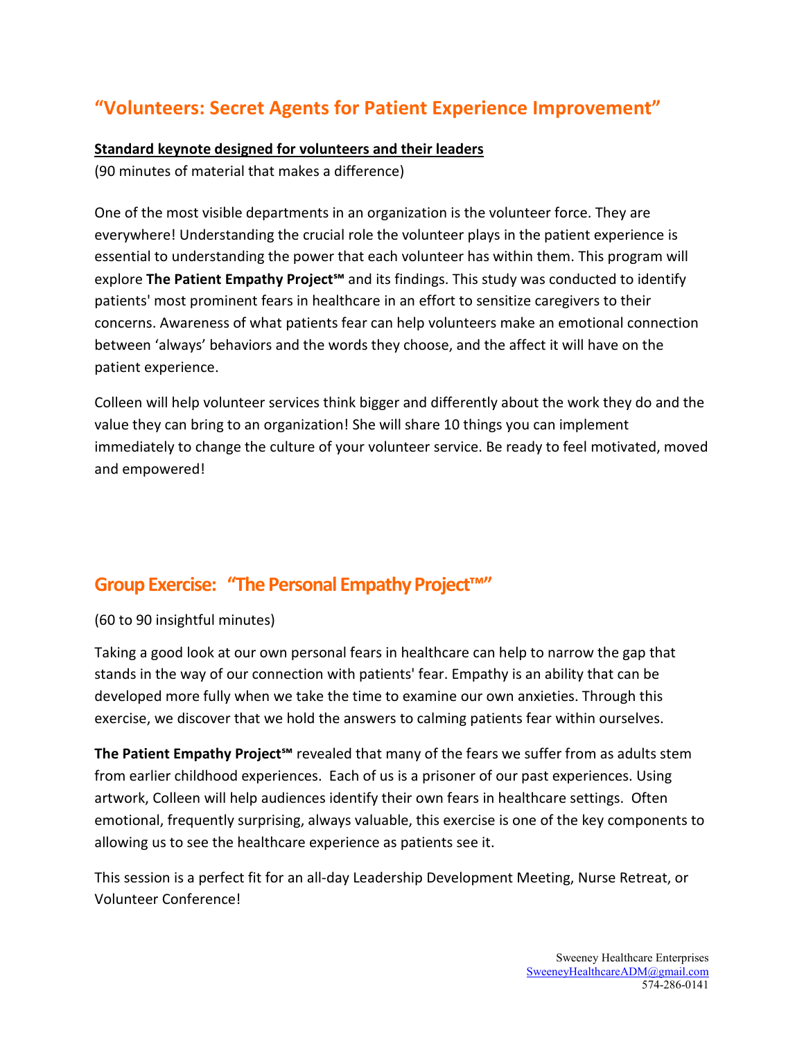## “Volunteers: Secret Agents for Patient Experience Improvement”

**Standard keynote designed for volunteers and their leaders**

(90 minutes of material that makes a difference)

One of the most visible departments in an organization is the volunteer force. They are everywhere! Understanding the crucial role the volunteer plays in the patient experience is essential to understanding the power that each volunteer has within them. This program will explore **The Patient Empathy Project℠** and its findings. This study was conducted to identify patients' most prominent fears in healthcare in an effort to sensitize caregivers to their concerns. Awareness of what patients fear can help volunteers make an emotional connection between ‘always’ behaviors and the words they choose, and the affect it will have on the patient experience.

Colleen will help volunteer services think bigger and differently about the work they do and the value they can bring to an organization! She will share 10 things you can implement immediately to change the culture of your volunteer service. Be ready to feel motivated, moved and empowered!

## Group Exercise: “The Personal Empathy Project™”

(60 to 90 insightful minutes)

Taking a good look at our own personal fears in healthcare can help to narrow the gap that stands in the way of our connection with patients' fear. Empathy is an ability that can be developed more fully when we take the time to examine our own anxieties. Through this exercise, we discover that we hold the answers to calming patients fear within ourselves.

**The Patient Empathy Project℠** revealed that many of the fears we suffer from as adults stem from earlier childhood experiences. Each of us is a prisoner of our past experiences. Using artwork, Colleen will help audiences identify their own fears in healthcare settings. Often emotional, frequently surprising, always valuable, this exercise is one of the key components to allowing us to see the healthcare experience as patients see it.

This session is a perfect fit for an all-day Leadership Development Meeting, Nurse Retreat, or Volunteer Conference!

Sweeney Healthcare Enterprises
SweeneyHealthcareADM@gmail.com
574-286-0141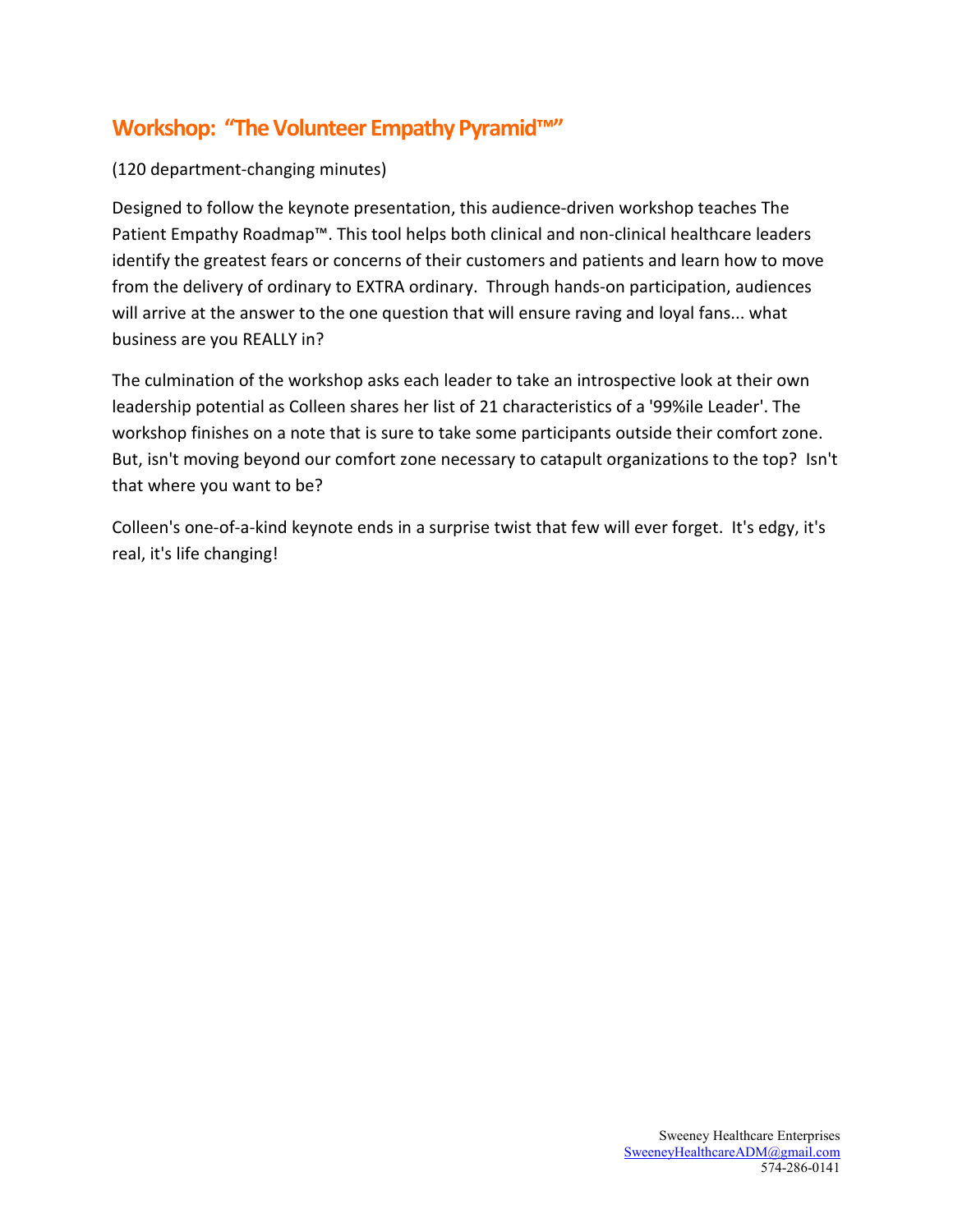## Workshop: "The Volunteer Empathy Pyramid™"

(120 department-changing minutes)

Designed to follow the keynote presentation, this audience-driven workshop teaches The Patient Empathy Roadmap™. This tool helps both clinical and non-clinical healthcare leaders identify the greatest fears or concerns of their customers and patients and learn how to move from the delivery of ordinary to EXTRA ordinary. Through hands-on participation, audiences will arrive at the answer to the one question that will ensure raving and loyal fans... what business are you REALLY in?

The culmination of the workshop asks each leader to take an introspective look at their own leadership potential as Colleen shares her list of 21 characteristics of a '99%ile Leader'. The workshop finishes on a note that is sure to take some participants outside their comfort zone. But, isn't moving beyond our comfort zone necessary to catapult organizations to the top? Isn't that where you want to be?

Colleen's one-of-a-kind keynote ends in a surprise twist that few will ever forget. It's edgy, it's real, it's life changing!

Sweeney Healthcare Enterprises
SweeneyHealthcareADM@gmail.com
574-286-0141